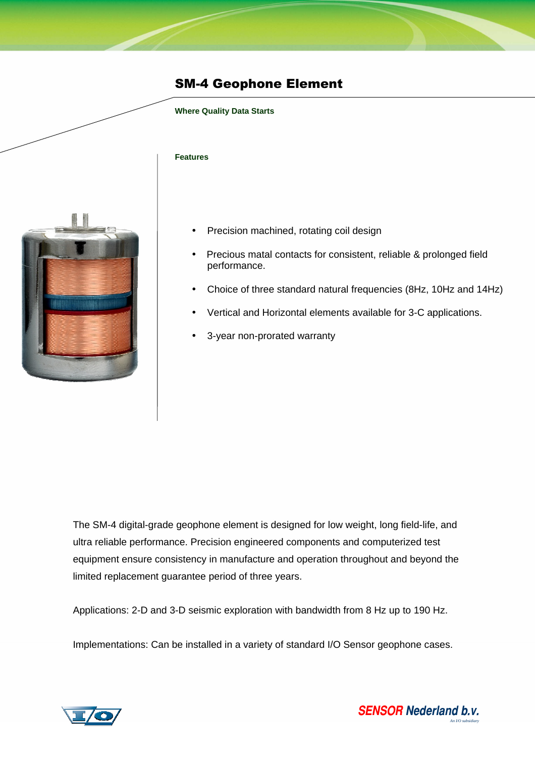# SM-4 Geophone Element

**Where Quality Data Starts**

**Features**

- Precision machined, rotating coil design
- Precious matal contacts for consistent, reliable & prolonged field performance.
- Choice of three standard natural frequencies (8Hz, 10Hz and 14Hz)
- Vertical and Horizontal elements available for 3-C applications.
- 3-year non-prorated warranty

The SM-4 digital-grade geophone element is designed for low weight, long field-life, and ultra reliable performance. Precision engineered components and computerized test equipment ensure consistency in manufacture and operation throughout and beyond the limited replacement guarantee period of three years.

Applications: 2-D and 3-D seismic exploration with bandwidth from 8 Hz up to 190 Hz.

Implementations: Can be installed in a variety of standard I/O Sensor geophone cases.

I/O

SENSOR Nederland b.v.
*An I/O subsidiary*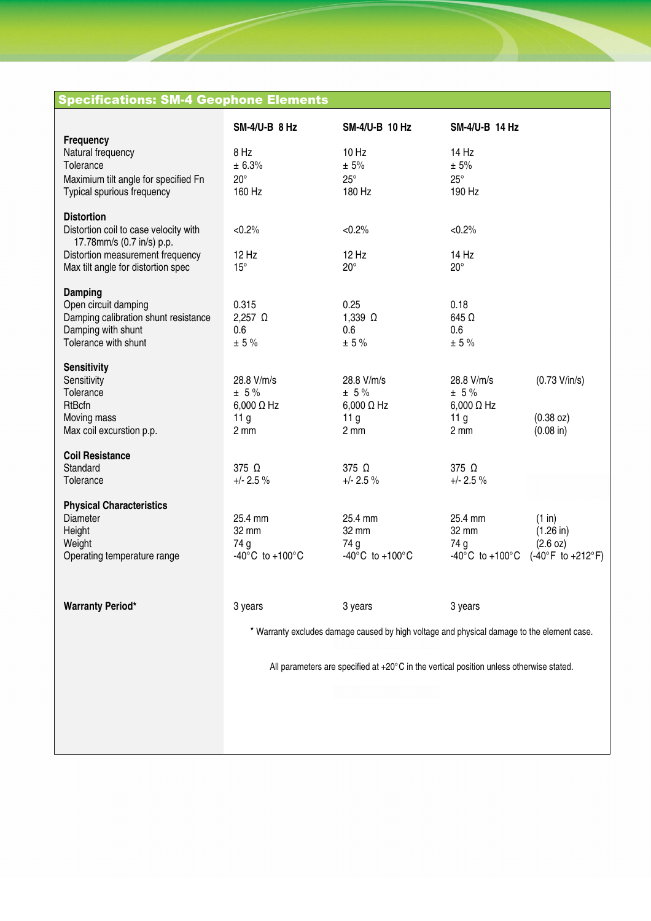## Specifications: SM-4 Geophone Elements

| | SM-4/U-B 8 Hz | SM-4/U-B 10 Hz | SM-4/U-B 14 Hz | |
|---|---|---|---|---|
| **Frequency** | | | | |
| Natural frequency | 8 Hz | 10 Hz | 14 Hz | |
| Tolerance | ± 6.3% | ± 5% | ± 5% | |
| Maximium tilt angle for specified Fn | 20° | 25° | 25° | |
| Typical spurious frequency | 160 Hz | 180 Hz | 190 Hz | |
| **Distortion** | | | | |
| Distortion coil to case velocity with 17.78mm/s (0.7 in/s) p.p. | <0.2% | <0.2% | <0.2% | |
| Distortion measurement frequency | 12 Hz | 12 Hz | 14 Hz | |
| Max tilt angle for distortion spec | 15° | 20° | 20° | |
| **Damping** | | | | |
| Open circuit damping | 0.315 | 0.25 | 0.18 | |
| Damping calibration shunt resistance | 2,257 Ω | 1,339 Ω | 645 Ω | |
| Damping with shunt | 0.6 | 0.6 | 0.6 | |
| Tolerance with shunt | ± 5 % | ± 5 % | ± 5 % | |
| **Sensitivity** | | | | |
| Sensitivity | 28.8 V/m/s | 28.8 V/m/s | 28.8 V/m/s | (0.73 V/in/s) |
| Tolerance | ± 5 % | ± 5 % | ± 5 % | |
| RtBcfn | 6,000 Ω Hz | 6,000 Ω Hz | 6,000 Ω Hz | |
| Moving mass | 11 g | 11 g | 11 g | (0.38 oz) |
| Max coil excurstion p.p. | 2 mm | 2 mm | 2 mm | (0.08 in) |
| **Coil Resistance** | | | | |
| Standard | 375 Ω | 375 Ω | 375 Ω | |
| Tolerance | +/- 2.5 % | +/- 2.5 % | +/- 2.5 % | |
| **Physical Characteristics** | | | | |
| Diameter | 25.4 mm | 25.4 mm | 25.4 mm | (1 in) |
| Height | 32 mm | 32 mm | 32 mm | (1.26 in) |
| Weight | 74 g | 74 g | 74 g | (2.6 oz) |
| Operating temperature range | -40°C to +100°C | -40°C to +100°C | -40°C to +100°C | (-40°F to +212°F) |
| **Warranty Period*** | 3 years | 3 years | 3 years | |

* Warranty excludes damage caused by high voltage and physical damage to the element case.

All parameters are specified at +20°C in the vertical position unless otherwise stated.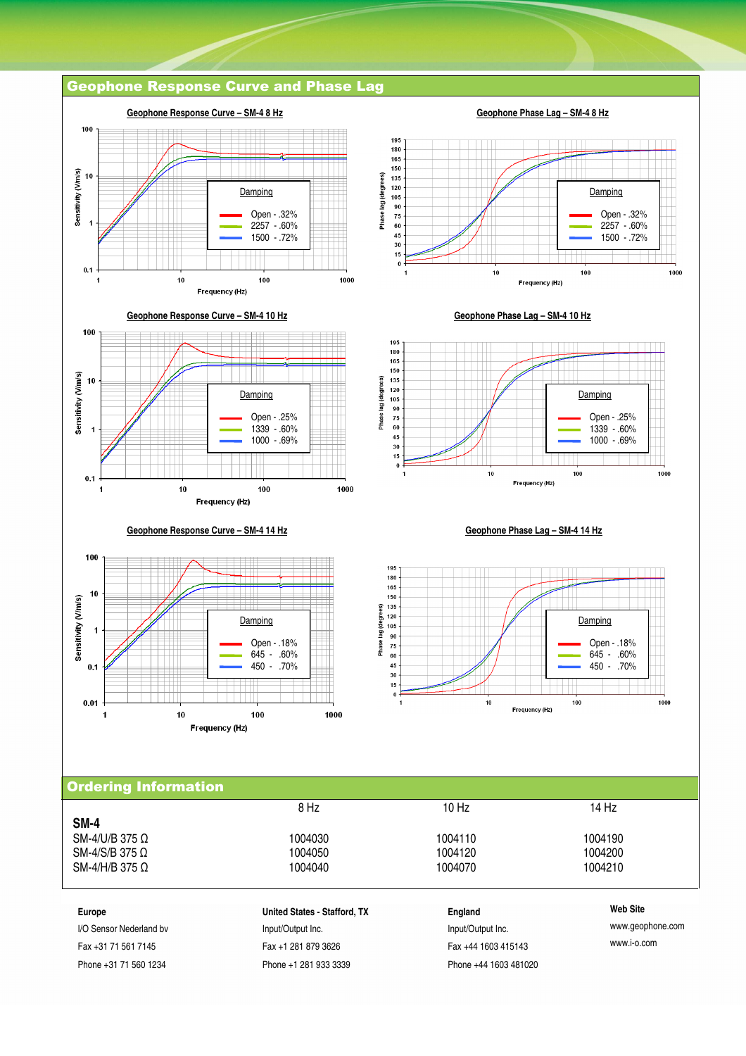## Geophone Response Curve and Phase Lag

**Geophone Response Curve – SM-4 8 Hz**

Sensitivity (V/m/s)

Frequency (Hz)

Damping
- Open - .32%
- 2257 - .60%
- 1500 - .72%

**Geophone Phase Lag – SM-4 8 Hz**

Phase lag (degrees)

Frequency (Hz)

Damping
- Open - .32%
- 2257 - .60%
- 1500 - .72%

**Geophone Response Curve – SM-4 10 Hz**

Sensitivity (V/m/s)

Frequency (Hz)

Damping
- Open - .25%
- 1339 - .60%
- 1000 - .69%

**Geophone Phase Lag – SM-4 10 Hz**

Phase lag (degrees)

Frequency (Hz)

Damping
- Open - .25%
- 1339 - .60%
- 1000 - .69%

**Geophone Response Curve – SM-4 14 Hz**

Sensitivity (V/m/s)

Frequency (Hz)

Damping
- Open - .18%
- 645 - .60%
- 450 - .70%

**Geophone Phase Lag – SM-4 14 Hz**

Phase lag (degrees)

Frequency (Hz)

Damping
- Open - .18%
- 645 - .60%
- 450 - .70%

## Ordering Information

| SM-4 | 8 Hz | 10 Hz | 14 Hz |
|---|---|---|---|
| SM-4/U/B 375 Ω | 1004030 | 1004110 | 1004190 |
| SM-4/S/B 375 Ω | 1004050 | 1004120 | 1004200 |
| SM-4/H/B 375 Ω | 1004040 | 1004070 | 1004210 |

**Europe**
I/O Sensor Nederland bv
Fax +31 71 561 7145
Phone +31 71 560 1234

**United States - Stafford, TX**
Input/Output Inc.
Fax +1 281 879 3626
Phone +1 281 933 3339

**England**
Input/Output Inc.
Fax +44 1603 415143
Phone +44 1603 481020

**Web Site**
www.geophone.com
www.i-o.com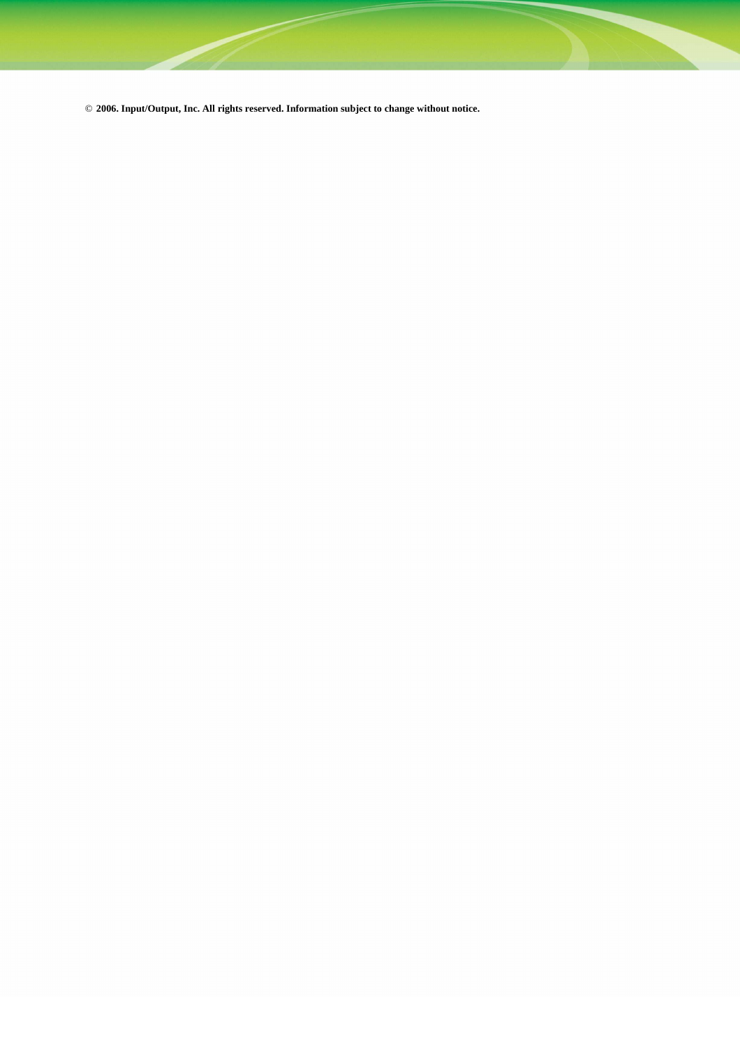**© 2006. Input/Output, Inc. All rights reserved. Information subject to change without notice.**